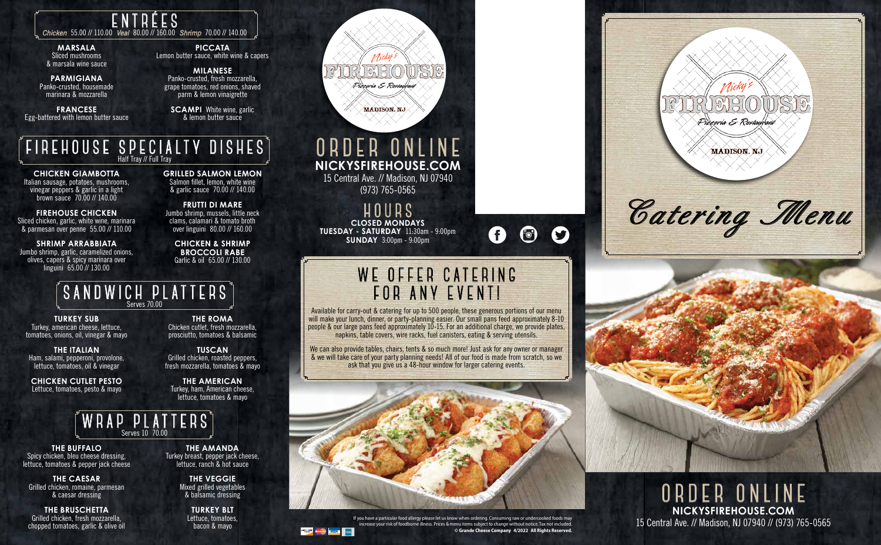# ENTRÉES

*Chicken* 55.00 // 110.00 *Veal* 80.00 // 160.00 *Shrimp* 70.00 // 140.00

**MARSALA**
Sliced mushrooms & marsala wine sauce

**PARMIGIANA**
Panko-crusted, housemade marinara & mozzarella

**FRANCESE**
Egg-battered with lemon butter sauce

**PICCATA**
Lemon butter sauce, white wine & capers

**MILANESE**
Panko-crusted, fresh mozzarella, grape tomatoes, red onions, shaved parm & lemon vinaigrette

**SCAMPI** White wine, garlic & lemon butter sauce

# FIREHOUSE SPECIALTY DISHES

Half Tray // Full Tray

**CHICKEN GIAMBOTTA**
Italian sausage, potatoes, mushrooms, vinegar peppers & garlic in a light brown sauce 70.00 // 140.00

**FIREHOUSE CHICKEN**
Sliced chicken, garlic, white wine, marinara & parmesan over penne 55.00 // 110.00

**SHRIMP ARRABBIATA**
Jumbo shrimp, garlic, caramelized onions, olives, capers & spicy marinara over linguini 65.00 // 130.00

**GRILLED SALMON LEMON**
Salmon fillet, lemon, white wine & garlic sauce 70.00 // 140.00

**FRUTTI DI MARE**
Jumbo shrimp, mussels, little neck clams, calamari & tomato broth over linguini 80.00 // 160.00

**CHICKEN & SHRIMP BROCCOLI RABE**
Garlic & oil 65.00 // 130.00

# SANDWICH PLATTERS

Serves 70.00

**TURKEY SUB**
Turkey, american cheese, lettuce, tomatoes, onions, oil, vinegar & mayo

**THE ITALIAN**
Ham, salami, pepperoni, provolone, lettuce, tomatoes, oil & vinegar

**CHICKEN CUTLET PESTO**
Lettuce, tomatoes, pesto & mayo

**THE ROMA**
Chicken cutlet, fresh mozzarella, prosciutto, tomatoes & balsamic

**TUSCAN**
Grilled chicken, roasted peppers, fresh mozzarella, tomatoes & mayo

**THE AMERICAN**
Turkey, ham, American cheese, lettuce, tomatoes & mayo

# WRAP PLATTERS

Serves 10 70.00

**THE BUFFALO**
Spicy chicken, bleu cheese dressing, lettuce, tomatoes & pepper jack cheese

**THE CAESAR**
Grilled chicken, romaine, parmesan & caesar dressing

**THE BRUSCHETTA**
Grilled chicken, fresh mozzarella, chopped tomatoes, garlic & olive oil

**THE AMANDA**
Turkey breast, pepper jack cheese, lettuce, ranch & hot sauce

**THE VEGGIE**
Mixed grilled vegetables & balsamic dressing

**TURKEY BLT**
Lettuce, tomatoes, bacon & mayo

Nicky's FIREHOUSE Pizzeria & Restaurant
MADISON, NJ

# ORDER ONLINE

**NICKYSFIREHOUSE.COM**
15 Central Ave. // Madison, NJ 07940
(973) 765-0565

# HOURS

**CLOSED MONDAYS**
**TUESDAY - SATURDAY** 11:30am - 9:00pm
**SUNDAY** 3:00pm - 9:00pm

# WE OFFER CATERING FOR ANY EVENT!

Available for carry-out & catering for up to 500 people, these generous portions of our menu will make your lunch, dinner, or party-planning easier. Our small pans feed approximately 8-10 people & our large pans feed approximately 10-15. For an additional charge, we provide plates, napkins, table covers, wire racks, fuel canisters, eating & serving utensils.

We can also provide tables, chairs, tents & so much more! Just ask for any owner or manager & we will take care of your party planning needs! All of our food is made from scratch, so we ask that you give us a 48-hour window for larger catering events.

If you have a particular food allergy please let us know when ordering. Consuming raw or undercooked foods may increase your risk of foodborne illness. Prices & menu items subject to change without notice. Tax not included.
**© Grande Cheese Company 4/2022 All Rights Reserved.**

Nicky's FIREHOUSE Pizzeria & Restaurant
MADISON, NJ

*Catering Menu*

# ORDER ONLINE

**NICKYSFIREHOUSE.COM**
15 Central Ave. // Madison, NJ 07940 // (973) 765-0565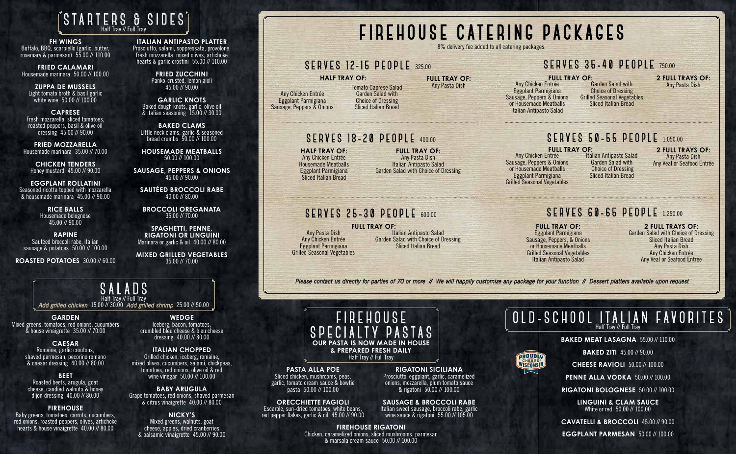# STARTERS & SIDES

Half Tray // Full Tray

**FH WINGS**
Buffalo, BBQ, scarpiello (garlic, butter, rosemary & parmesan) 55.00 // 110.00

**FRIED CALAMARI**
Housemade marinara 50.00 // 100.00

**ZUPPA DE MUSSELS**
Light tomato broth & basil garlic white wine 50.00 // 100.00

**CAPRESE**
Fresh mozzarella, sliced tomatoes, roasted peppers, basil & olive oil dressing 45.00 // 90.00

**FRIED MOZZARELLA**
Housemade marinara 35.00 // 70.00

**CHICKEN TENDERS**
Honey mustard 45.00 // 90.00

**EGGPLANT ROLLATINI**
Seasoned ricotta topped with mozzarella & housemade marinara 45.00 // 90.00

**RICE BALLS**
Housemade bolognese 45.00 // 90.00

**RAPINE**
Sautéed broccoli rabe, italian sausage & potatoes 50.00 // 100.00

**ROASTED POTATOES** 30.00 // 60.00

**ITALIAN ANTIPASTO PLATTER**
Prosciutto, salami, soppressata, provolone, fresh mozzarella, mixed olives, artichoke hearts & garlic crostini 55.00 // 110.00

**FRIED ZUCCHINI**
Panko-crusted, lemon aioli 45.00 // 90.00

**GARLIC KNOTS**
Baked dough knots, garlic, olive oil & italian seasoning 15.00 // 30.00

**BAKED CLAMS**
Little neck clams, garlic & seasoned bread crumbs 50.00 // 100.00

**HOUSEMADE MEATBALLS**
50.00 // 100.00

**SAUSAGE, PEPPERS & ONIONS**
45.00 // 90.00

**SAUTÉED BROCCOLI RABE**
40.00 // 80.00

**BROCCOLI OREGANATA**
35.00 // 70.00

**SPAGHETTI, PENNE, RIGATONI OR LINGUINI**
Marinara or garlic & oil 40.00 // 80.00

**MIXED GRILLED VEGETABLES**
35.00 // 70.00

# SALADS

Half Tray // Full Tray

*Add grilled chicken* 15.00 // 30.00 *Add grilled shrimp* 25.00 // 50.00

**GARDEN**
Mixed greens, tomatoes, red onions, cucumbers & house vinaigrette 35.00 // 70.00

**CAESAR**
Romaine, garlic croutons, shaved parmesan, pecorino romano & caesar dressing 40.00 // 80.00

**BEET**
Roasted beets, arugula, goat cheese, candied walnuts & honey dijon dressing 40.00 // 80.00

**FIREHOUSE**
Baby greens, tomatoes, carrots, cucumbers, red onions, roasted peppers, olives, artichoke hearts & house vinaigrette 40.00 // 80.00

**WEDGE**
Iceberg, bacon, tomatoes, crumbled bleu cheese & bleu cheese dressing 40.00 // 80.00

**ITALIAN CHOPPED**
Grilled chicken, iceberg, romaine, mixed olives, cucumbers, salami, chickpeas, tomatoes, red onions, olive oil & red wine vinegar 50.00 // 100.00

**BABY ARUGULA**
Grape tomatoes, red onions, shaved parmesan & citrus vinaigrette 40.00 // 80.00

**NICKY'S**
Mixed greens, walnuts, goat cheese, apples, dried cranberries & balsamic vinaigrette 45.00 // 90.00

# FIREHOUSE CATERING PACKAGES

8% delivery fee added to all catering packages.

## SERVES 12-15 PEOPLE 325.00

**HALF TRAY OF:**
Any Chicken Entrée
Eggplant Parmigiana
Sausage, Peppers & Onions
Tomato Caprese Salad
Garden Salad with Choice of Dressing
Sliced Italian Bread

**FULL TRAY OF:**
Any Pasta Dish

## SERVES 18-20 PEOPLE 400.00

**HALF TRAY OF:**
Any Chicken Entrée
Housemade Meatballs
Eggplant Parmigiana
Sliced Italian Bread

**FULL TRAY OF:**
Any Pasta Dish
Italian Antipasto Salad
Garden Salad with Choice of Dressing

## SERVES 25-30 PEOPLE 600.00

**FULL TRAY OF:**
Any Pasta Dish
Any Chicken Entrée
Eggplant Parmigiana
Grilled Seasonal Vegetables
Italian Antipasto Salad
Garden Salad with Choice of Dressing
Sliced Italian Bread

## SERVES 35-40 PEOPLE 750.00

**FULL TRAY OF:**
Any Chicken Entrée
Eggplant Parmigiana
Sausage, Peppers & Onions or Housemade Meatballs
Italian Antipasto Salad
Garden Salad with Choice of Dressing
Grilled Seasonal Vegetables
Sliced Italian Bread

**2 FULL TRAYS OF:**
Any Pasta Dish

## SERVES 50-55 PEOPLE 1,050.00

**FULL TRAY OF:**
Any Chicken Entrée
Sausage, Peppers & Onions or Housemade Meatballs
Eggplant Parmigiana
Grilled Seasonal Vegetables
Italian Antipasto Salad
Garden Salad with Choice of Dressing
Sliced Italian Bread

**2 FULL TRAYS OF:**
Any Pasta Dish
Any Veal or Seafood Entrée

## SERVES 60-65 PEOPLE 1,250.00

**FULL TRAY OF:**
Eggplant Parmigiana
Sausage, Peppers, & Onions or Housemade Meatballs
Grilled Seasonal Vegetables
Italian Antipasto Salad

**2 FULL TRAYS OF:**
Garden Salad with Choice of Dressing
Sliced Italian Bread
Any Pasta Dish
Any Chicken Entrée
Any Veal or Seafood Entrée

*Please contact us directly for parties of 70 or more // We will happily customize any package for your function // Dessert platters available upon request*

# FIREHOUSE SPECIALTY PASTAS

**OUR PASTA IS NOW MADE IN HOUSE & PREPARED FRESH DAILY**

Half Tray // Full Tray

**PASTA ALLA POE**
Sliced chicken, mushrooms, peas, garlic, tomato cream sauce & bowtie pasta 50.00 // 100.00

**ORECCHIETTE FAGIOLI**
Escarole, sun-dried tomatoes, white beans, red pepper flakes, garlic & oil 45.00 // 90.00

**RIGATONI SICILIANA**
Prosciutto, eggplant, garlic, caramelized onions, mozzarella, plum tomato sauce & rigatoni 50.00 // 100.00

**SAUSAGE & BROCCOLI RABE**
Italian sweet sausage, broccoli rabe, garlic wine sauce & rigatoni 55.00 // 105.00

**FIREHOUSE RIGATONI**
Chicken, caramelized onions, sliced mushrooms, parmesan & marsala cream sauce 50.00 // 100.00

# OLD-SCHOOL ITALIAN FAVORITES

Half Tray // Full Tray

PROUDLY CHEESE WISCONSIN

**BAKED MEAT LASAGNA** 55.00 // 110.00

**BAKED ZITI** 45.00 // 90.00

**CHEESE RAVIOLI** 50.00 // 100.00

**PENNE ALLA VODKA** 50.00 // 100.00

**RIGATONI BOLOGNESE** 50.00 // 100.00

**LINGUINI & CLAM SAUCE**
White or red 50.00 // 100.00

**CAVATELLI & BROCCOLI** 45.00 // 90.00

**EGGPLANT PARMESAN** 50.00 // 100.00